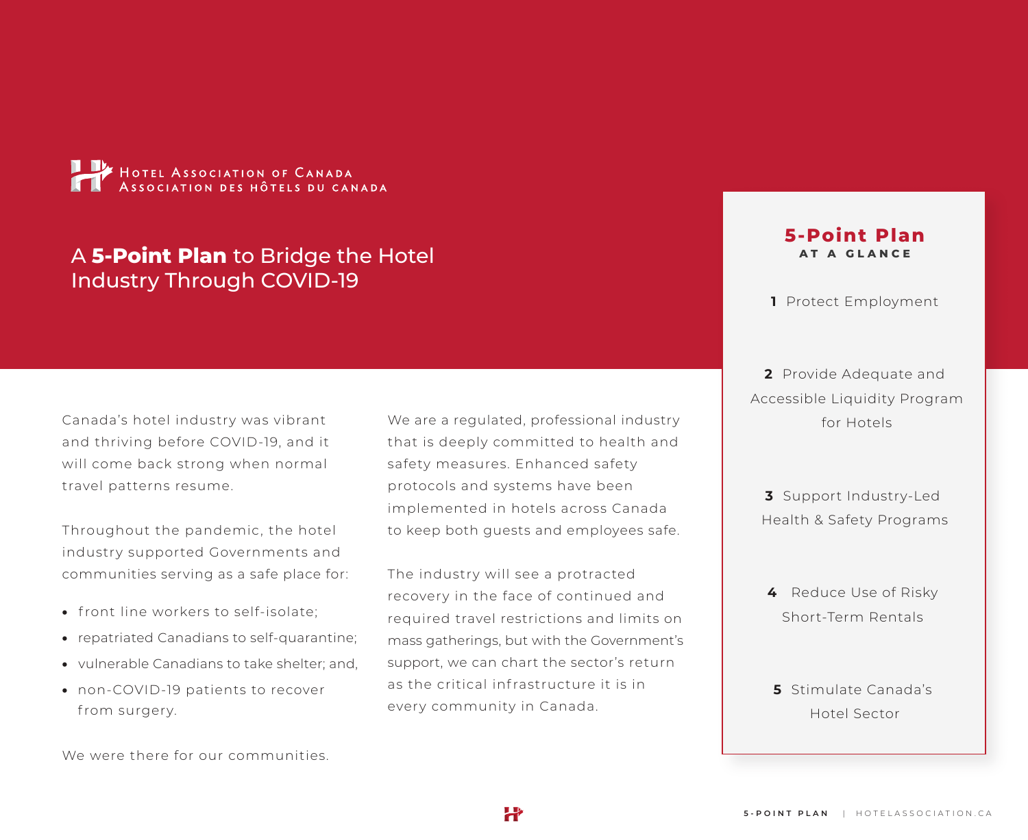HOTEL ASSOCIATION OF CANADA
ASSOCIATION DES HÔTELS DU CANADA

# A **5-Point Plan** to Bridge the Hotel Industry Through COVID-19

Canada's hotel industry was vibrant and thriving before COVID-19, and it will come back strong when normal travel patterns resume.

Throughout the pandemic, the hotel industry supported Governments and communities serving as a safe place for:

- front line workers to self-isolate;
- repatriated Canadians to self-quarantine;
- vulnerable Canadians to take shelter; and,
- non-COVID-19 patients to recover from surgery.

We were there for our communities.

We are a regulated, professional industry that is deeply committed to health and safety measures. Enhanced safety protocols and systems have been implemented in hotels across Canada to keep both guests and employees safe.

The industry will see a protracted recovery in the face of continued and required travel restrictions and limits on mass gatherings, but with the Government's support, we can chart the sector's return as the critical infrastructure it is in every community in Canada.

## 5-Point Plan
### AT A GLANCE

**1** Protect Employment

**2** Provide Adequate and Accessible Liquidity Program for Hotels

**3** Support Industry-Led Health & Safety Programs

**4** Reduce Use of Risky Short-Term Rentals

**5** Stimulate Canada's Hotel Sector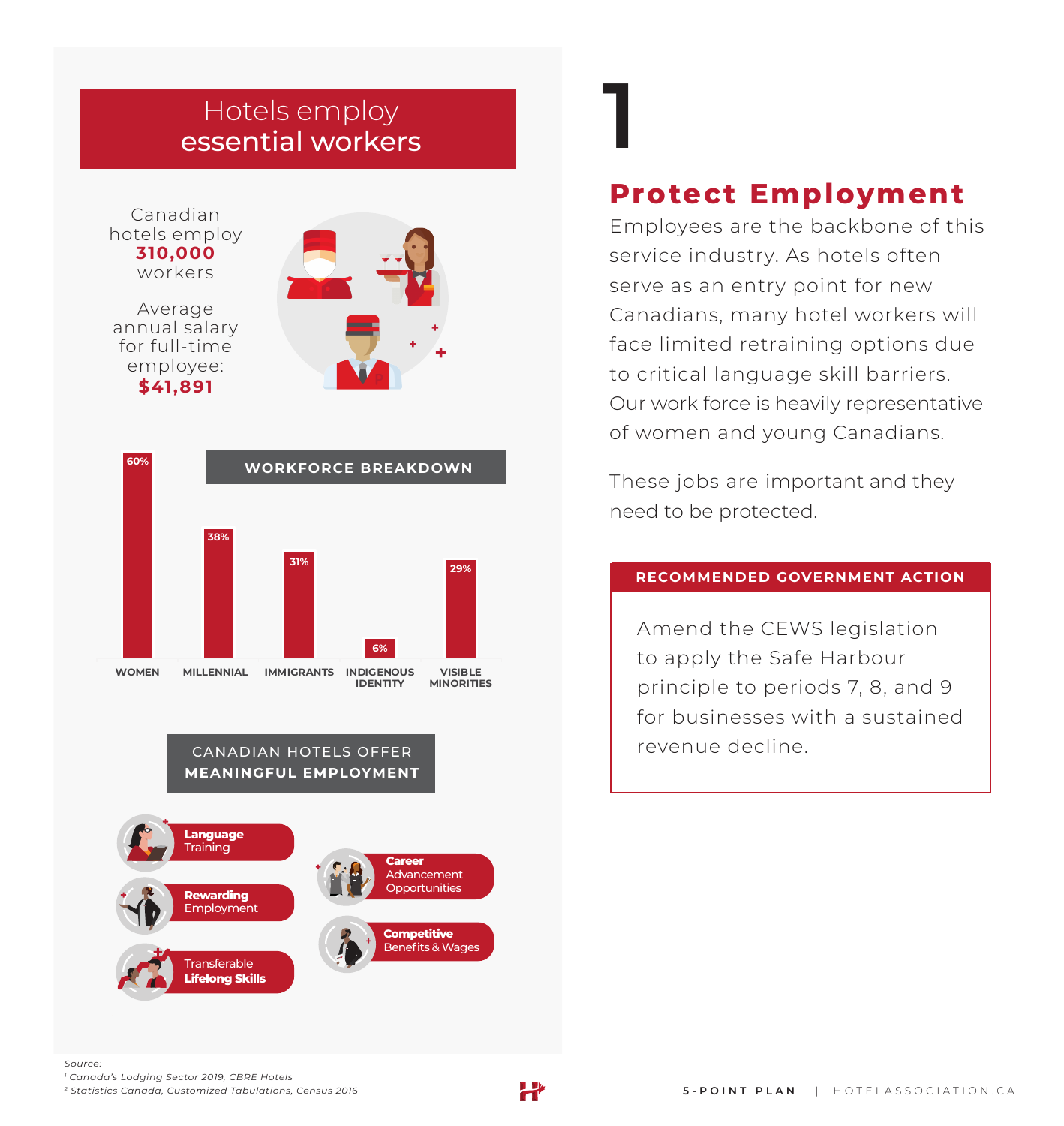## Hotels employ essential workers

Canadian hotels employ **310,000** workers

Average annual salary for full-time employee: **$41,891**

### WORKFORCE BREAKDOWN

| Group | Percentage |
|---|---|
| WOMEN | 60% |
| MILLENNIAL | 38% |
| IMMIGRANTS | 31% |
| INDIGENOUS IDENTITY | 6% |
| VISIBLE MINORITIES | 29% |

### CANADIAN HOTELS OFFER MEANINGFUL EMPLOYMENT

- **Language** Training
- **Rewarding** Employment
- Transferable **Lifelong Skills**
- **Career** Advancement Opportunities
- **Competitive** Benefits & Wages

Source:
[1] Canada's Lodging Sector 2019, CBRE Hotels
[2] Statistics Canada, Customized Tabulations, Census 2016

# 1

## Protect Employment

Employees are the backbone of this service industry. As hotels often serve as an entry point for new Canadians, many hotel workers will face limited retraining options due to critical language skill barriers. Our work force is heavily representative of women and young Canadians.

These jobs are important and they need to be protected.

### RECOMMENDED GOVERNMENT ACTION

Amend the CEWS legislation to apply the Safe Harbour principle to periods 7, 8, and 9 for businesses with a sustained revenue decline.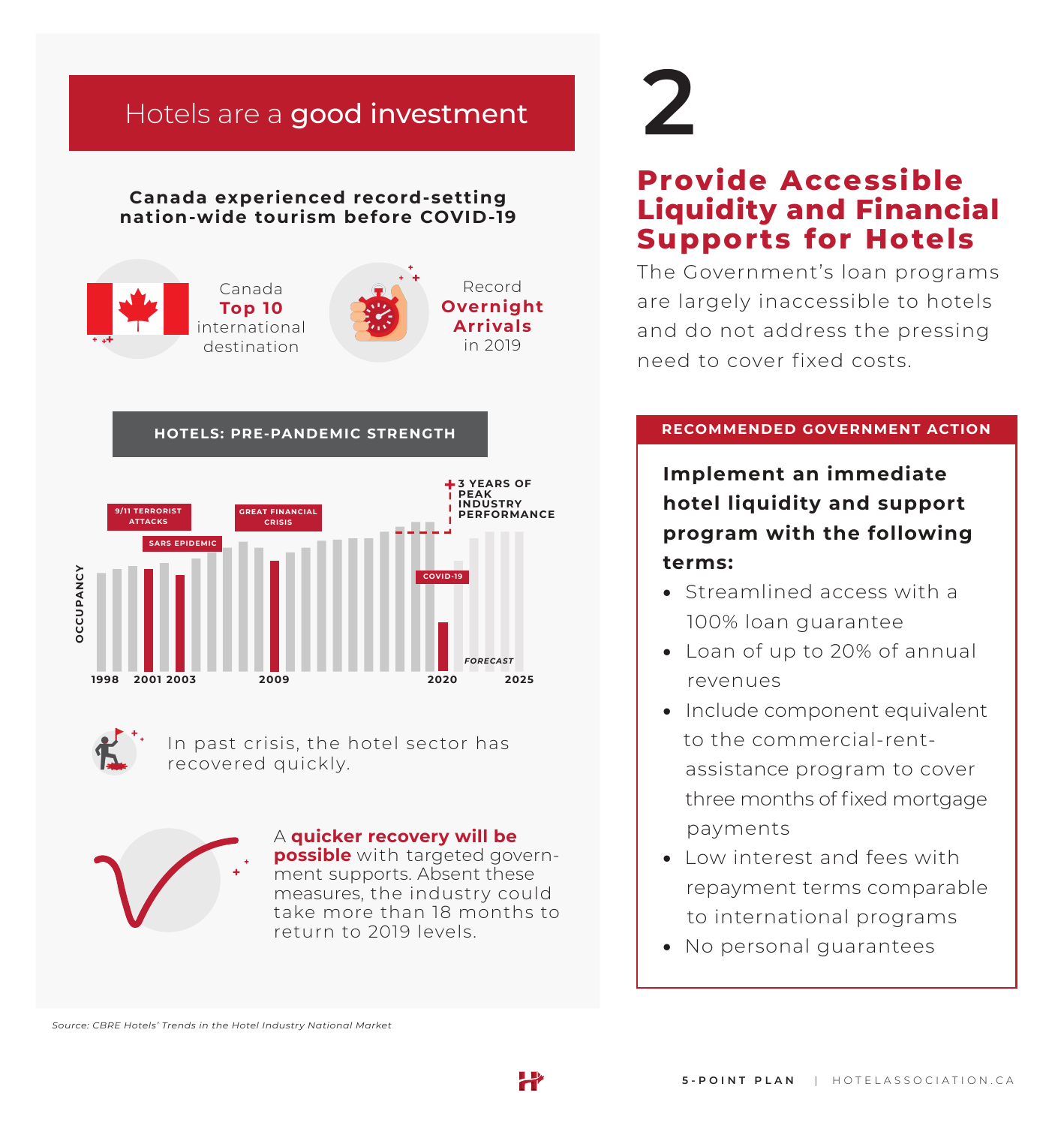## Hotels are a **good investment**

**Canada experienced record-setting nation-wide tourism before COVID-19**

Canada **Top 10** international destination

Record **Overnight Arrivals** in 2019

**HOTELS: PRE-PANDEMIC STRENGTH**

OCCUPANCY

9/11 TERRORIST ATTACKS

SARS EPIDEMIC

GREAT FINANCIAL CRISIS

3 YEARS OF PEAK INDUSTRY PERFORMANCE

COVID-19

FORECAST

1998 2001 2003 2009 2020 2025

In past crisis, the hotel sector has recovered quickly.

A **quicker recovery will be possible** with targeted government supports. Absent these measures, the industry could take more than 18 months to return to 2019 levels.

*Source: CBRE Hotels' Trends in the Hotel Industry National Market*

# 2

## Provide Accessible Liquidity and Financial Supports for Hotels

The Government's loan programs are largely inaccessible to hotels and do not address the pressing need to cover fixed costs.

**RECOMMENDED GOVERNMENT ACTION**

**Implement an immediate hotel liquidity and support program with the following terms:**

- Streamlined access with a 100% loan guarantee
- Loan of up to 20% of annual revenues
- Include component equivalent to the commercial-rent-assistance program to cover three months of fixed mortgage payments
- Low interest and fees with repayment terms comparable to international programs
- No personal guarantees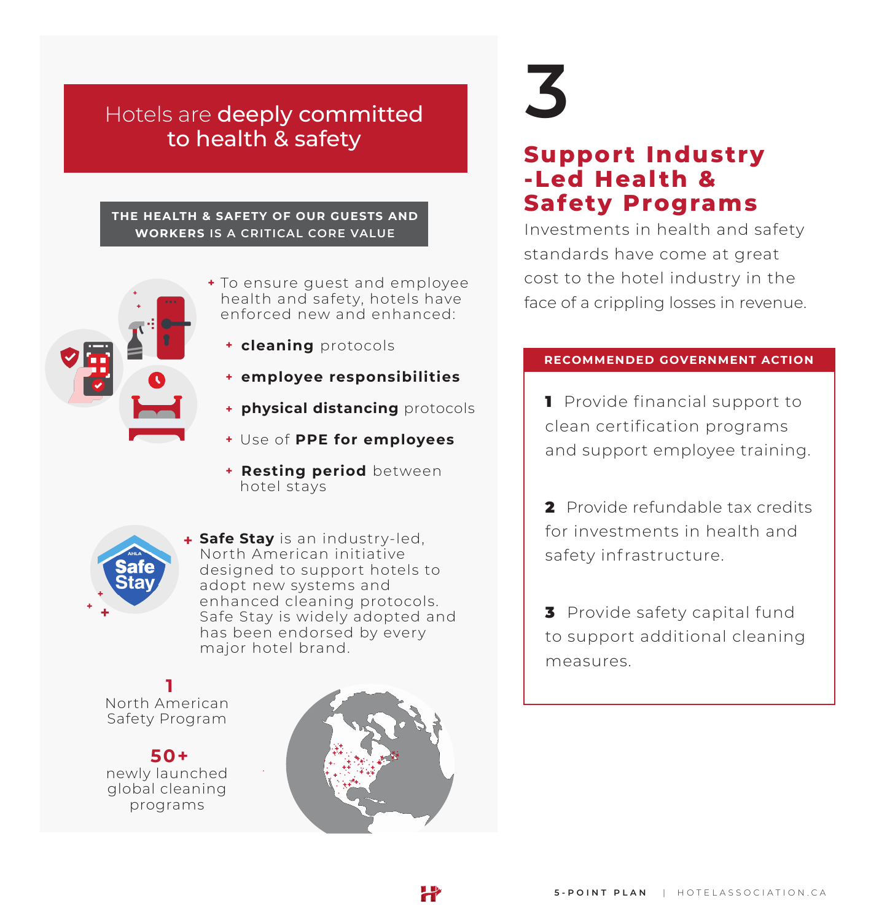## Hotels are **deeply committed to health & safety**

**THE HEALTH & SAFETY OF OUR GUESTS AND WORKERS IS A CRITICAL CORE VALUE**

+ To ensure guest and employee health and safety, hotels have enforced new and enhanced:
  + **cleaning** protocols
  + **employee responsibilities**
  + **physical distancing** protocols
  + Use of **PPE for employees**
  + **Resting period** between hotel stays

+ **Safe Stay** is an industry-led, North American initiative designed to support hotels to adopt new systems and enhanced cleaning protocols. Safe Stay is widely adopted and has been endorsed by every major hotel brand.

**1**
North American Safety Program

**50+**
newly launched global cleaning programs

# 3

## Support Industry-Led Health & Safety Programs

Investments in health and safety standards have come at great cost to the hotel industry in the face of a crippling losses in revenue.

**RECOMMENDED GOVERNMENT ACTION**

**1** Provide financial support to clean certification programs and support employee training.

**2** Provide refundable tax credits for investments in health and safety infrastructure.

**3** Provide safety capital fund to support additional cleaning measures.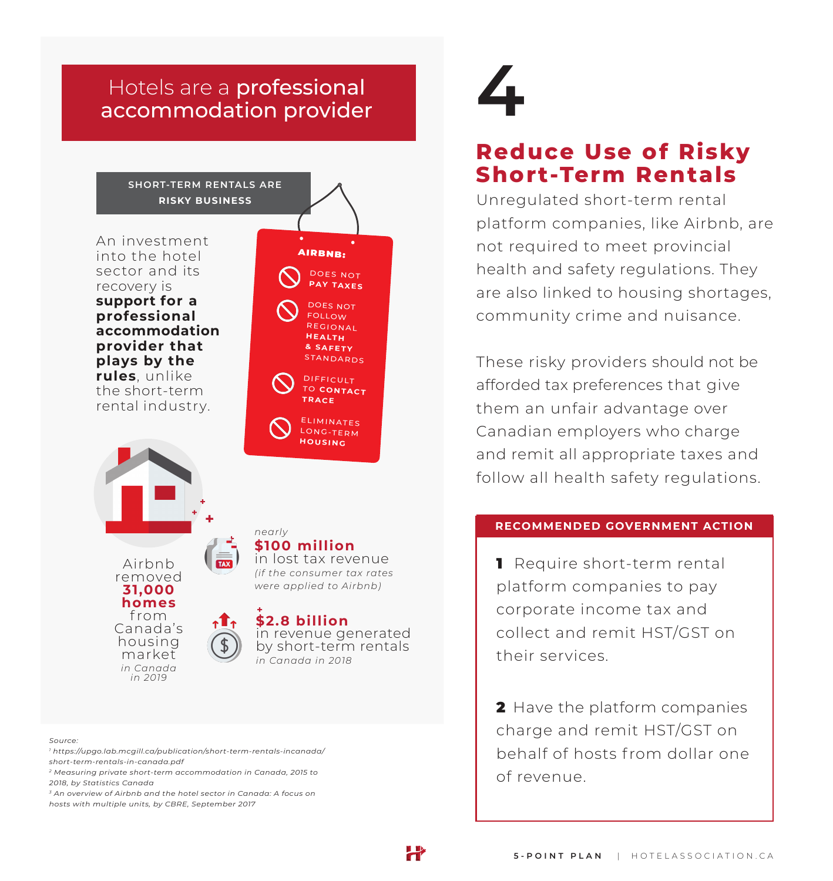## Hotels are a **professional accommodation provider**

**SHORT-TERM RENTALS ARE RISKY BUSINESS**

An investment into the hotel sector and its recovery is **support for a professional accommodation provider that plays by the rules**, unlike the short-term rental industry.

**AIRBNB:**

- **DOES NOT PAY TAXES**
- DOES NOT FOLLOW REGIONAL **HEALTH & SAFETY** STANDARDS
- DIFFICULT TO **CONTACT TRACE**
- ELIMINATES LONG-TERM **HOUSING**

Airbnb removed **31,000 homes** from Canada's housing market *in Canada in 2019*

*nearly* **$100 million** in lost tax revenue *(if the consumer tax rates were applied to Airbnb)*

**$2.8 billion** in revenue generated by short-term rentals *in Canada in 2018*

*Source:*
*[1] https://upgo.lab.mcgill.ca/publication/short-term-rentals-incanada/short-term-rentals-in-canada.pdf*
*[2] Measuring private short-term accommodation in Canada, 2015 to 2018, by Statistics Canada*
*[3] An overview of Airbnb and the hotel sector in Canada: A focus on hosts with multiple units, by CBRE, September 2017*

# 4

## Reduce Use of Risky Short-Term Rentals

Unregulated short-term rental platform companies, like Airbnb, are not required to meet provincial health and safety regulations. They are also linked to housing shortages, community crime and nuisance.

These risky providers should not be afforded tax preferences that give them an unfair advantage over Canadian employers who charge and remit all appropriate taxes and follow all health safety regulations.

**RECOMMENDED GOVERNMENT ACTION**

**1** Require short-term rental platform companies to pay corporate income tax and collect and remit HST/GST on their services.

**2** Have the platform companies charge and remit HST/GST on behalf of hosts from dollar one of revenue.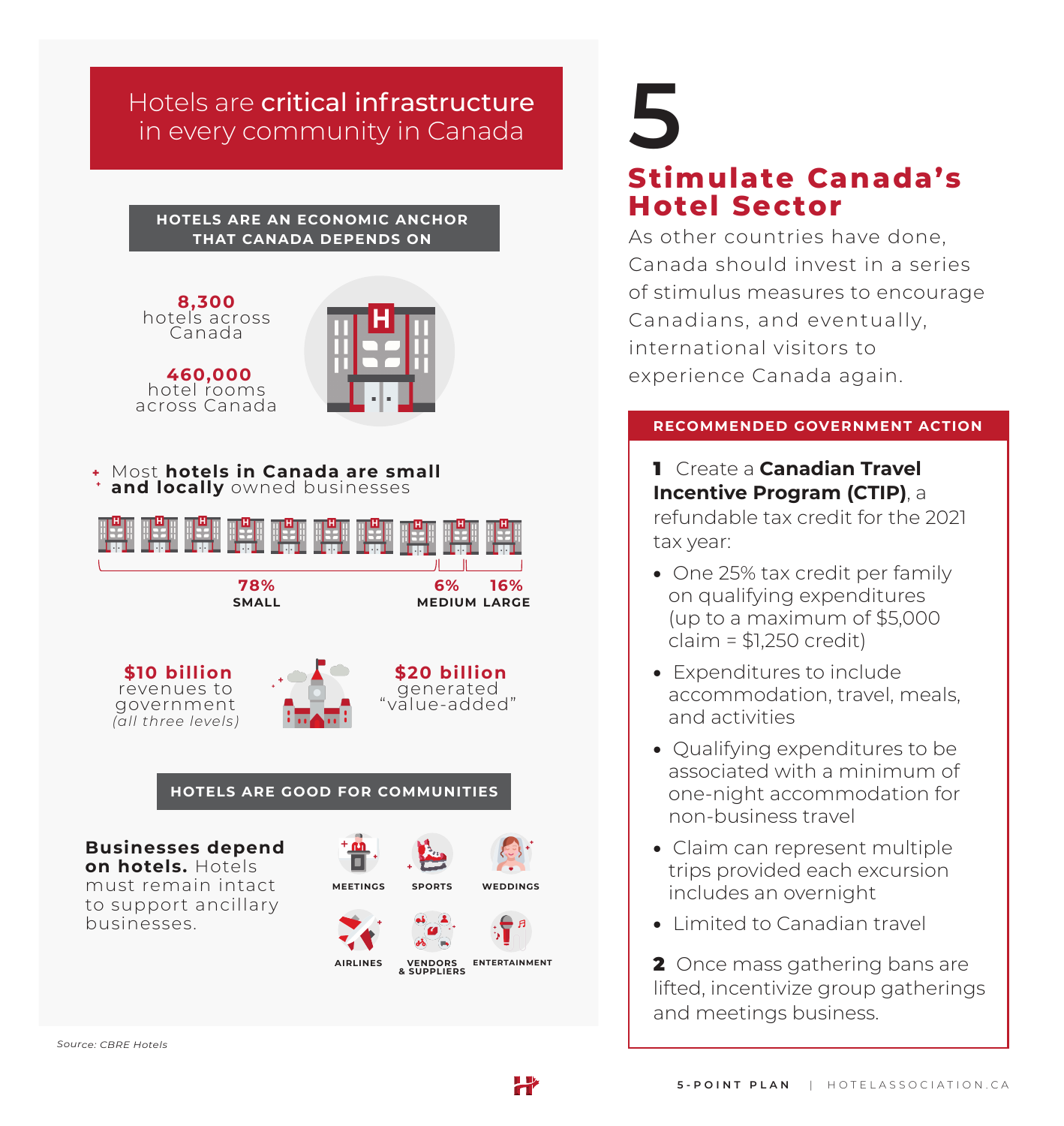## Hotels are **critical infrastructure** in every community in Canada

### HOTELS ARE AN ECONOMIC ANCHOR THAT CANADA DEPENDS ON

**8,300**
hotels across Canada

**460,000**
hotel rooms across Canada

Most **hotels in Canada are small and locally** owned businesses

**78%**
SMALL

**6%**
MEDIUM

**16%**
LARGE

**$10 billion**
revenues to government
*(all three levels)*

**$20 billion**
generated "value-added"

### HOTELS ARE GOOD FOR COMMUNITIES

**Businesses depend on hotels.** Hotels must remain intact to support ancillary businesses.

MEETINGS
SPORTS
WEDDINGS
AIRLINES
VENDORS & SUPPLIERS
ENTERTAINMENT

Source: CBRE Hotels

# 5

## Stimulate Canada's Hotel Sector

As other countries have done, Canada should invest in a series of stimulus measures to encourage Canadians, and eventually, international visitors to experience Canada again.

### RECOMMENDED GOVERNMENT ACTION

**1** Create a **Canadian Travel Incentive Program (CTIP)**, a refundable tax credit for the 2021 tax year:

- One 25% tax credit per family on qualifying expenditures (up to a maximum of $5,000 claim = $1,250 credit)
- Expenditures to include accommodation, travel, meals, and activities
- Qualifying expenditures to be associated with a minimum of one-night accommodation for non-business travel
- Claim can represent multiple trips provided each excursion includes an overnight
- Limited to Canadian travel

**2** Once mass gathering bans are lifted, incentivize group gatherings and meetings business.